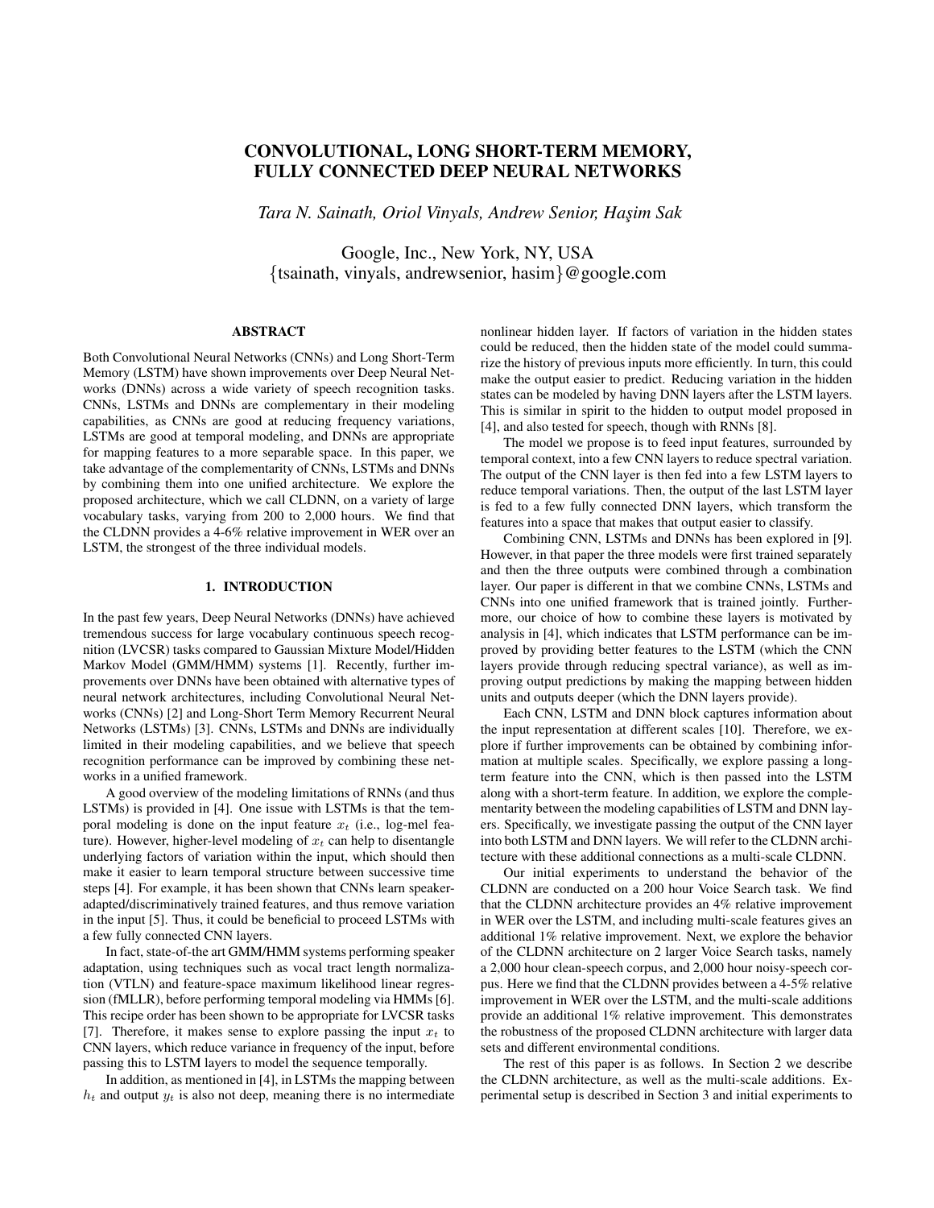# CONVOLUTIONAL, LONG SHORT-TERM MEMORY, FULLY CONNECTED DEEP NEURAL NETWORKS

*Tara N. Sainath, Oriol Vinyals, Andrew Senior, Haşim Sak*

Google, Inc., New York, NY, USA
{tsainath, vinyals, andrewsenior, hasim}@google.com

## ABSTRACT

Both Convolutional Neural Networks (CNNs) and Long Short-Term Memory (LSTM) have shown improvements over Deep Neural Networks (DNNs) across a wide variety of speech recognition tasks. CNNs, LSTMs and DNNs are complementary in their modeling capabilities, as CNNs are good at reducing frequency variations, LSTMs are good at temporal modeling, and DNNs are appropriate for mapping features to a more separable space. In this paper, we take advantage of the complementarity of CNNs, LSTMs and DNNs by combining them into one unified architecture. We explore the proposed architecture, which we call CLDNN, on a variety of large vocabulary tasks, varying from 200 to 2,000 hours. We find that the CLDNN provides a 4-6% relative improvement in WER over an LSTM, the strongest of the three individual models.

## 1. INTRODUCTION

In the past few years, Deep Neural Networks (DNNs) have achieved tremendous success for large vocabulary continuous speech recognition (LVCSR) tasks compared to Gaussian Mixture Model/Hidden Markov Model (GMM/HMM) systems [1]. Recently, further improvements over DNNs have been obtained with alternative types of neural network architectures, including Convolutional Neural Networks (CNNs) [2] and Long-Short Term Memory Recurrent Neural Networks (LSTMs) [3]. CNNs, LSTMs and DNNs are individually limited in their modeling capabilities, and we believe that speech recognition performance can be improved by combining these networks in a unified framework.

A good overview of the modeling limitations of RNNs (and thus LSTMs) is provided in [4]. One issue with LSTMs is that the temporal modeling is done on the input feature $x_t$ (i.e., log-mel feature). However, higher-level modeling of $x_t$ can help to disentangle underlying factors of variation within the input, which should then make it easier to learn temporal structure between successive time steps [4]. For example, it has been shown that CNNs learn speaker-adapted/discriminatively trained features, and thus remove variation in the input [5]. Thus, it could be beneficial to proceed LSTMs with a few fully connected CNN layers.

In fact, state-of-the art GMM/HMM systems performing speaker adaptation, using techniques such as vocal tract length normalization (VTLN) and feature-space maximum likelihood linear regression (fMLLR), before performing temporal modeling via HMMs [6]. This recipe order has been shown to be appropriate for LVCSR tasks [7]. Therefore, it makes sense to explore passing the input $x_t$ to CNN layers, which reduce variance in frequency of the input, before passing this to LSTM layers to model the sequence temporally.

In addition, as mentioned in [4], in LSTMs the mapping between $h_t$ and output $y_t$ is also not deep, meaning there is no intermediate nonlinear hidden layer. If factors of variation in the hidden states could be reduced, then the hidden state of the model could summarize the history of previous inputs more efficiently. In turn, this could make the output easier to predict. Reducing variation in the hidden states can be modeled by having DNN layers after the LSTM layers. This is similar in spirit to the hidden to output model proposed in [4], and also tested for speech, though with RNNs [8].

The model we propose is to feed input features, surrounded by temporal context, into a few CNN layers to reduce spectral variation. The output of the CNN layer is then fed into a few LSTM layers to reduce temporal variations. Then, the output of the last LSTM layer is fed to a few fully connected DNN layers, which transform the features into a space that makes that output easier to classify.

Combining CNN, LSTMs and DNNs has been explored in [9]. However, in that paper the three models were first trained separately and then the three outputs were combined through a combination layer. Our paper is different in that we combine CNNs, LSTMs and CNNs into one unified framework that is trained jointly. Furthermore, our choice of how to combine these layers is motivated by analysis in [4], which indicates that LSTM performance can be improved by providing better features to the LSTM (which the CNN layers provide through reducing spectral variance), as well as improving output predictions by making the mapping between hidden units and outputs deeper (which the DNN layers provide).

Each CNN, LSTM and DNN block captures information about the input representation at different scales [10]. Therefore, we explore if further improvements can be obtained by combining information at multiple scales. Specifically, we explore passing a long-term feature into the CNN, which is then passed into the LSTM along with a short-term feature. In addition, we explore the complementarity between the modeling capabilities of LSTM and DNN layers. Specifically, we investigate passing the output of the CNN layer into both LSTM and DNN layers. We will refer to the CLDNN architecture with these additional connections as a multi-scale CLDNN.

Our initial experiments to understand the behavior of the CLDNN are conducted on a 200 hour Voice Search task. We find that the CLDNN architecture provides an 4% relative improvement in WER over the LSTM, and including multi-scale features gives an additional 1% relative improvement. Next, we explore the behavior of the CLDNN architecture on 2 larger Voice Search tasks, namely a 2,000 hour clean-speech corpus, and 2,000 hour noisy-speech corpus. Here we find that the CLDNN provides between a 4-5% relative improvement in WER over the LSTM, and the multi-scale additions provide an additional 1% relative improvement. This demonstrates the robustness of the proposed CLDNN architecture with larger data sets and different environmental conditions.

The rest of this paper is as follows. In Section 2 we describe the CLDNN architecture, as well as the multi-scale additions. Experimental setup is described in Section 3 and initial experiments to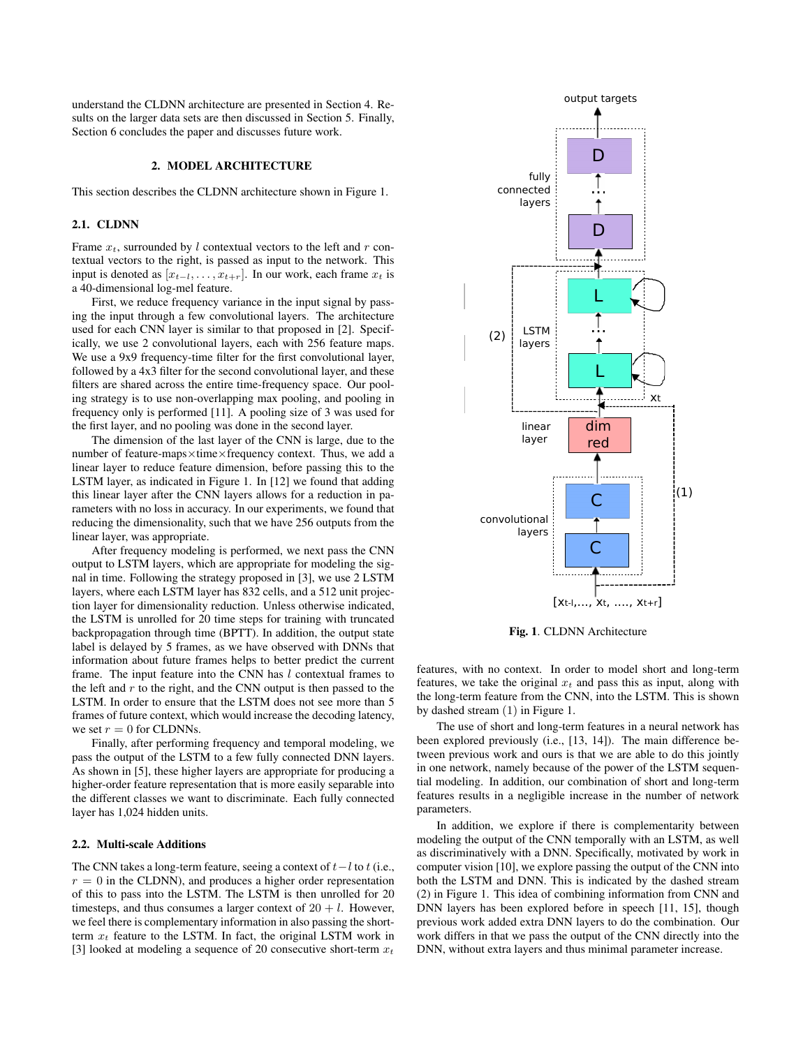understand the CLDNN architecture are presented in Section 4. Results on the larger data sets are then discussed in Section 5. Finally, Section 6 concludes the paper and discusses future work.

## 2. MODEL ARCHITECTURE

This section describes the CLDNN architecture shown in Figure 1.

### 2.1. CLDNN

Frame $x_t$, surrounded by $l$ contextual vectors to the left and $r$ contextual vectors to the right, is passed as input to the network. This input is denoted as $[x_{t-l}, \ldots, x_{t+r}]$. In our work, each frame $x_t$ is a 40-dimensional log-mel feature.

First, we reduce frequency variance in the input signal by passing the input through a few convolutional layers. The architecture used for each CNN layer is similar to that proposed in [2]. Specifically, we use 2 convolutional layers, each with 256 feature maps. We use a 9x9 frequency-time filter for the first convolutional layer, followed by a 4x3 filter for the second convolutional layer, and these filters are shared across the entire time-frequency space. Our pooling strategy is to use non-overlapping max pooling, and pooling in frequency only is performed [11]. A pooling size of 3 was used for the first layer, and no pooling was done in the second layer.

The dimension of the last layer of the CNN is large, due to the number of feature-maps×time×frequency context. Thus, we add a linear layer to reduce feature dimension, before passing this to the LSTM layer, as indicated in Figure 1. In [12] we found that adding this linear layer after the CNN layers allows for a reduction in parameters with no loss in accuracy. In our experiments, we found that reducing the dimensionality, such that we have 256 outputs from the linear layer, was appropriate.

After frequency modeling is performed, we next pass the CNN output to LSTM layers, which are appropriate for modeling the signal in time. Following the strategy proposed in [3], we use 2 LSTM layers, where each LSTM layer has 832 cells, and a 512 unit projection layer for dimensionality reduction. Unless otherwise indicated, the LSTM is unrolled for 20 time steps for training with truncated backpropagation through time (BPTT). In addition, the output state label is delayed by 5 frames, as we have observed with DNNs that information about future frames helps to better predict the current frame. The input feature into the CNN has $l$ contextual frames to the left and $r$ to the right, and the CNN output is then passed to the LSTM. In order to ensure that the LSTM does not see more than 5 frames of future context, which would increase the decoding latency, we set $r = 0$ for CLDNNs.

Finally, after performing frequency and temporal modeling, we pass the output of the LSTM to a few fully connected DNN layers. As shown in [5], these higher layers are appropriate for producing a higher-order feature representation that is more easily separable into the different classes we want to discriminate. Each fully connected layer has 1,024 hidden units.

### 2.2. Multi-scale Additions

The CNN takes a long-term feature, seeing a context of $t-l$ to $t$ (i.e., $r = 0$ in the CLDNN), and produces a higher order representation of this to pass into the LSTM. The LSTM is then unrolled for 20 timesteps, and thus consumes a larger context of $20 + l$. However, we feel there is complementary information in also passing the short-term $x_t$ feature to the LSTM. In fact, the original LSTM work in [3] looked at modeling a sequence of 20 consecutive short-term $x_t$ features, with no context. In order to model short and long-term features, we take the original $x_t$ and pass this as input, along with the long-term feature from the CNN, into the LSTM. This is shown by dashed stream (1) in Figure 1.

**Fig. 1**. CLDNN Architecture

The use of short and long-term features in a neural network has been explored previously (i.e., [13, 14]). The main difference between previous work and ours is that we are able to do this jointly in one network, namely because of the power of the LSTM sequential modeling. In addition, our combination of short and long-term features results in a negligible increase in the number of network parameters.

In addition, we explore if there is complementarity between modeling the output of the CNN temporally with an LSTM, as well as discriminatively with a DNN. Specifically, motivated by work in computer vision [10], we explore passing the output of the CNN into both the LSTM and DNN. This is indicated by the dashed stream (2) in Figure 1. This idea of combining information from CNN and DNN layers has been explored before in speech [11, 15], though previous work added extra DNN layers to do the combination. Our work differs in that we pass the output of the CNN directly into the DNN, without extra layers and thus minimal parameter increase.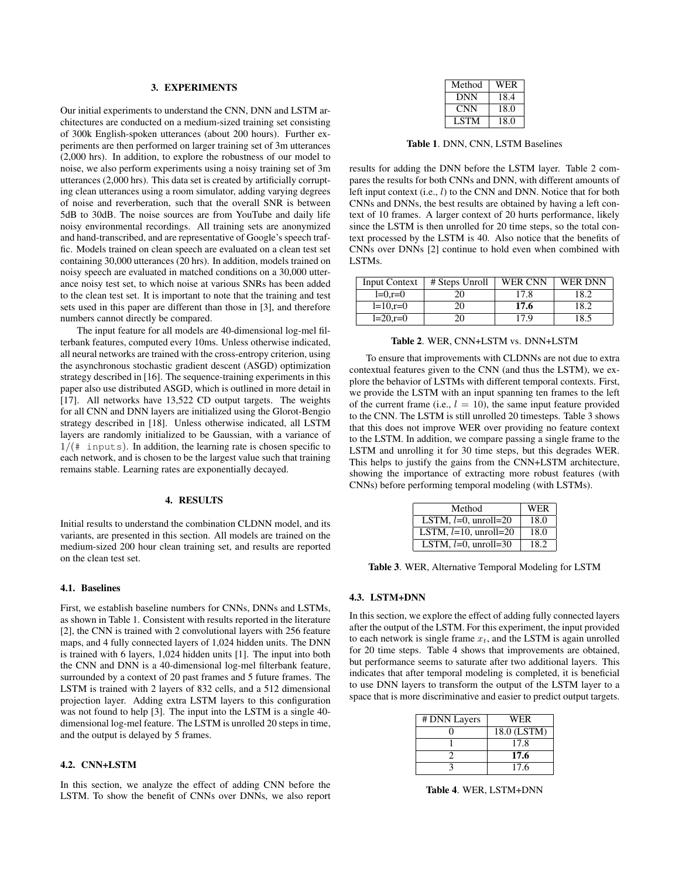## 3. EXPERIMENTS

Our initial experiments to understand the CNN, DNN and LSTM architectures are conducted on a medium-sized training set consisting of 300k English-spoken utterances (about 200 hours). Further experiments are then performed on larger training set of 3m utterances (2,000 hrs). In addition, to explore the robustness of our model to noise, we also perform experiments using a noisy training set of 3m utterances (2,000 hrs). This data set is created by artificially corrupting clean utterances using a room simulator, adding varying degrees of noise and reverberation, such that the overall SNR is between 5dB to 30dB. The noise sources are from YouTube and daily life noisy environmental recordings. All training sets are anonymized and hand-transcribed, and are representative of Google's speech traffic. Models trained on clean speech are evaluated on a clean test set containing 30,000 utterances (20 hrs). In addition, models trained on noisy speech are evaluated in matched conditions on a 30,000 utterance noisy test set, to which noise at various SNRs has been added to the clean test set. It is important to note that the training and test sets used in this paper are different than those in [3], and therefore numbers cannot directly be compared.

The input feature for all models are 40-dimensional log-mel filterbank features, computed every 10ms. Unless otherwise indicated, all neural networks are trained with the cross-entropy criterion, using the asynchronous stochastic gradient descent (ASGD) optimization strategy described in [16]. The sequence-training experiments in this paper also use distributed ASGD, which is outlined in more detail in [17]. All networks have 13,522 CD output targets. The weights for all CNN and DNN layers are initialized using the Glorot-Bengio strategy described in [18]. Unless otherwise indicated, all LSTM layers are randomly initialized to be Gaussian, with a variance of $1/(\texttt{\# inputs})$. In addition, the learning rate is chosen specific to each network, and is chosen to be the largest value such that training remains stable. Learning rates are exponentially decayed.

## 4. RESULTS

Initial results to understand the combination CLDNN model, and its variants, are presented in this section. All models are trained on the medium-sized 200 hour clean training set, and results are reported on the clean test set.

### 4.1. Baselines

First, we establish baseline numbers for CNNs, DNNs and LSTMs, as shown in Table 1. Consistent with results reported in the literature [2], the CNN is trained with 2 convolutional layers with 256 feature maps, and 4 fully connected layers of 1,024 hidden units. The DNN is trained with 6 layers, 1,024 hidden units [1]. The input into both the CNN and DNN is a 40-dimensional log-mel filterbank feature, surrounded by a context of 20 past frames and 5 future frames. The LSTM is trained with 2 layers of 832 cells, and a 512 dimensional projection layer. Adding extra LSTM layers to this configuration was not found to help [3]. The input into the LSTM is a single 40-dimensional log-mel feature. The LSTM is unrolled 20 steps in time, and the output is delayed by 5 frames.

| Method | WER |
|---|---|
| DNN | 18.4 |
| CNN | 18.0 |
| LSTM | 18.0 |

**Table 1**. DNN, CNN, LSTM Baselines

### 4.2. CNN+LSTM

In this section, we analyze the effect of adding CNN before the LSTM. To show the benefit of CNNs over DNNs, we also report results for adding the DNN before the LSTM layer. Table 2 compares the results for both CNNs and DNN, with different amounts of left input context (i.e., $l$) to the CNN and DNN. Notice that for both CNNs and DNNs, the best results are obtained by having a left context of 10 frames. A larger context of 20 hurts performance, likely since the LSTM is then unrolled for 20 time steps, so the total context processed by the LSTM is 40. Also notice that the benefits of CNNs over DNNs [2] continue to hold even when combined with LSTMs.

| Input Context | # Steps Unroll | WER CNN | WER DNN |
|---|---|---|---|
| l=0,r=0 | 20 | 17.8 | 18.2 |
| l=10,r=0 | 20 | **17.6** | 18.2 |
| l=20,r=0 | 20 | 17.9 | 18.5 |

**Table 2**. WER, CNN+LSTM vs. DNN+LSTM

To ensure that improvements with CLDNNs are not due to extra contextual features given to the CNN (and thus the LSTM), we explore the behavior of LSTMs with different temporal contexts. First, we provide the LSTM with an input spanning ten frames to the left of the current frame (i.e., $l = 10$), the same input feature provided to the CNN. The LSTM is still unrolled 20 timesteps. Table 3 shows that this does not improve WER over providing no feature context to the LSTM. In addition, we compare passing a single frame to the LSTM and unrolling it for 30 time steps, but this degrades WER. This helps to justify the gains from the CNN+LSTM architecture, showing the importance of extracting more robust features (with CNNs) before performing temporal modeling (with LSTMs).

| Method | WER |
|---|---|
| LSTM, $l$=0, unroll=20 | 18.0 |
| LSTM, $l$=10, unroll=20 | 18.0 |
| LSTM, $l$=0, unroll=30 | 18.2 |

**Table 3**. WER, Alternative Temporal Modeling for LSTM

### 4.3. LSTM+DNN

In this section, we explore the effect of adding fully connected layers after the output of the LSTM. For this experiment, the input provided to each network is single frame $x_t$, and the LSTM is again unrolled for 20 time steps. Table 4 shows that improvements are obtained, but performance seems to saturate after two additional layers. This indicates that after temporal modeling is completed, it is beneficial to use DNN layers to transform the output of the LSTM layer to a space that is more discriminative and easier to predict output targets.

| # DNN Layers | WER |
|---|---|
| 0 | 18.0 (LSTM) |
| 1 | 17.8 |
| 2 | **17.6** |
| 3 | 17.6 |

**Table 4**. WER, LSTM+DNN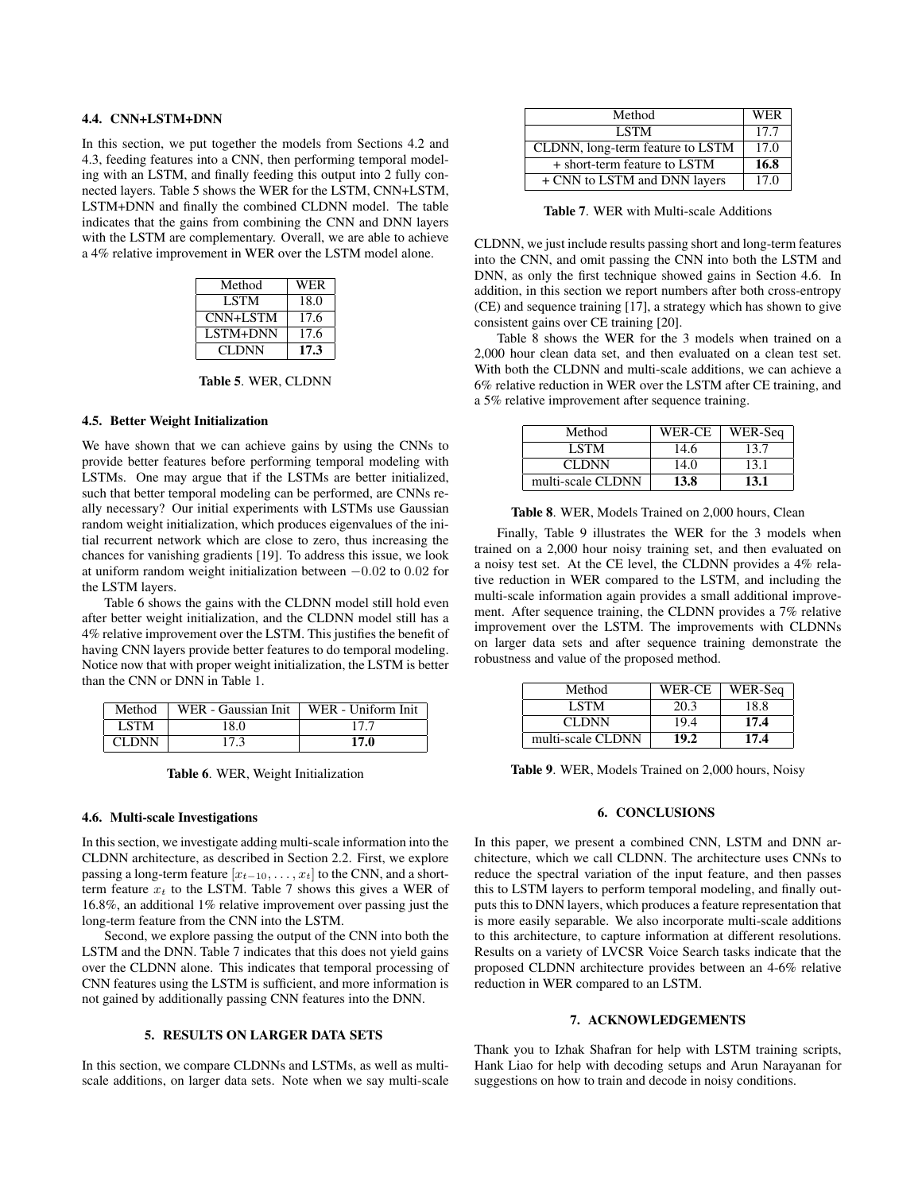### 4.4. CNN+LSTM+DNN

In this section, we put together the models from Sections 4.2 and 4.3, feeding features into a CNN, then performing temporal modeling with an LSTM, and finally feeding this output into 2 fully connected layers. Table 5 shows the WER for the LSTM, CNN+LSTM, LSTM+DNN and finally the combined CLDNN model. The table indicates that the gains from combining the CNN and DNN layers with the LSTM are complementary. Overall, we are able to achieve a 4% relative improvement in WER over the LSTM model alone.

| Method | WER |
|---|---|
| LSTM | 18.0 |
| CNN+LSTM | 17.6 |
| LSTM+DNN | 17.6 |
| CLDNN | **17.3** |

**Table 5**. WER, CLDNN

### 4.5. Better Weight Initialization

We have shown that we can achieve gains by using the CNNs to provide better features before performing temporal modeling with LSTMs. One may argue that if the LSTMs are better initialized, such that better temporal modeling can be performed, are CNNs really necessary? Our initial experiments with LSTMs use Gaussian random weight initialization, which produces eigenvalues of the initial recurrent network which are close to zero, thus increasing the chances for vanishing gradients [19]. To address this issue, we look at uniform random weight initialization between $-0.02$ to $0.02$ for the LSTM layers.

Table 6 shows the gains with the CLDNN model still hold even after better weight initialization, and the CLDNN model still has a 4% relative improvement over the LSTM. This justifies the benefit of having CNN layers provide better features to do temporal modeling. Notice now that with proper weight initialization, the LSTM is better than the CNN or DNN in Table 1.

| Method | WER - Gaussian Init | WER - Uniform Init |
|---|---|---|
| LSTM | 18.0 | 17.7 |
| CLDNN | 17.3 | **17.0** |

**Table 6**. WER, Weight Initialization

### 4.6. Multi-scale Investigations

In this section, we investigate adding multi-scale information into the CLDNN architecture, as described in Section 2.2. First, we explore passing a long-term feature $[x_{t-10}, \ldots, x_t]$ to the CNN, and a short-term feature $x_t$ to the LSTM. Table 7 shows this gives a WER of 16.8%, an additional 1% relative improvement over passing just the long-term feature from the CNN into the LSTM.

Second, we explore passing the output of the CNN into both the LSTM and the DNN. Table 7 indicates that this does not yield gains over the CLDNN alone. This indicates that temporal processing of CNN features using the LSTM is sufficient, and more information is not gained by additionally passing CNN features into the DNN.

| Method | WER |
|---|---|
| LSTM | 17.7 |
| CLDNN, long-term feature to LSTM | 17.0 |
| + short-term feature to LSTM | **16.8** |
| + CNN to LSTM and DNN layers | 17.0 |

**Table 7**. WER with Multi-scale Additions

## 5. RESULTS ON LARGER DATA SETS

In this section, we compare CLDNNs and LSTMs, as well as multi-scale additions, on larger data sets. Note when we say multi-scale CLDNN, we just include results passing short and long-term features into the CNN, and omit passing the CNN into both the LSTM and DNN, as only the first technique showed gains in Section 4.6. In addition, in this section we report numbers after both cross-entropy (CE) and sequence training [17], a strategy which has shown to give consistent gains over CE training [20].

Table 8 shows the WER for the 3 models when trained on a 2,000 hour clean data set, and then evaluated on a clean test set. With both the CLDNN and multi-scale additions, we can achieve a 6% relative reduction in WER over the LSTM after CE training, and a 5% relative improvement after sequence training.

| Method | WER-CE | WER-Seq |
|---|---|---|
| LSTM | 14.6 | 13.7 |
| CLDNN | 14.0 | 13.1 |
| multi-scale CLDNN | **13.8** | **13.1** |

**Table 8**. WER, Models Trained on 2,000 hours, Clean

Finally, Table 9 illustrates the WER for the 3 models when trained on a 2,000 hour noisy training set, and then evaluated on a noisy test set. At the CE level, the CLDNN provides a 4% relative reduction in WER compared to the LSTM, and including the multi-scale information again provides a small additional improvement. After sequence training, the CLDNN provides a 7% relative improvement over the LSTM. The improvements with CLDNNs on larger data sets and after sequence training demonstrate the robustness and value of the proposed method.

| Method | WER-CE | WER-Seq |
|---|---|---|
| LSTM | 20.3 | 18.8 |
| CLDNN | 19.4 | **17.4** |
| multi-scale CLDNN | **19.2** | **17.4** |

**Table 9**. WER, Models Trained on 2,000 hours, Noisy

## 6. CONCLUSIONS

In this paper, we present a combined CNN, LSTM and DNN architecture, which we call CLDNN. The architecture uses CNNs to reduce the spectral variation of the input feature, and then passes this to LSTM layers to perform temporal modeling, and finally outputs this to DNN layers, which produces a feature representation that is more easily separable. We also incorporate multi-scale additions to this architecture, to capture information at different resolutions. Results on a variety of LVCSR Voice Search tasks indicate that the proposed CLDNN architecture provides between an 4-6% relative reduction in WER compared to an LSTM.

## 7. ACKNOWLEDGEMENTS

Thank you to Izhak Shafran for help with LSTM training scripts, Hank Liao for help with decoding setups and Arun Narayanan for suggestions on how to train and decode in noisy conditions.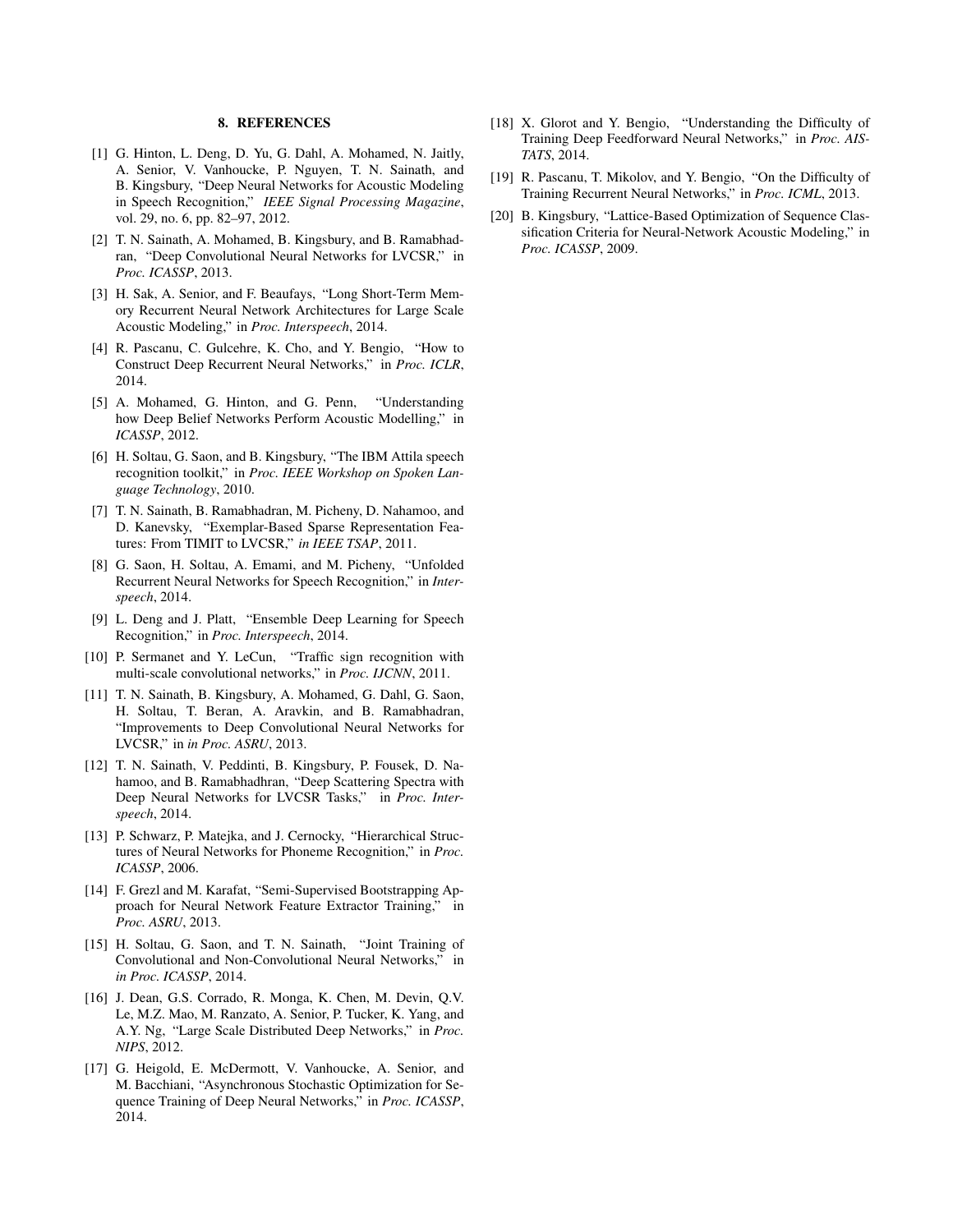## 8. REFERENCES

[1] G. Hinton, L. Deng, D. Yu, G. Dahl, A. Mohamed, N. Jaitly, A. Senior, V. Vanhoucke, P. Nguyen, T. N. Sainath, and B. Kingsbury, "Deep Neural Networks for Acoustic Modeling in Speech Recognition," *IEEE Signal Processing Magazine*, vol. 29, no. 6, pp. 82–97, 2012.

[2] T. N. Sainath, A. Mohamed, B. Kingsbury, and B. Ramabhadran, "Deep Convolutional Neural Networks for LVCSR," in *Proc. ICASSP*, 2013.

[3] H. Sak, A. Senior, and F. Beaufays, "Long Short-Term Memory Recurrent Neural Network Architectures for Large Scale Acoustic Modeling," in *Proc. Interspeech*, 2014.

[4] R. Pascanu, C. Gulcehre, K. Cho, and Y. Bengio, "How to Construct Deep Recurrent Neural Networks," in *Proc. ICLR*, 2014.

[5] A. Mohamed, G. Hinton, and G. Penn, "Understanding how Deep Belief Networks Perform Acoustic Modelling," in *ICASSP*, 2012.

[6] H. Soltau, G. Saon, and B. Kingsbury, "The IBM Attila speech recognition toolkit," in *Proc. IEEE Workshop on Spoken Language Technology*, 2010.

[7] T. N. Sainath, B. Ramabhadran, M. Picheny, D. Nahamoo, and D. Kanevsky, "Exemplar-Based Sparse Representation Features: From TIMIT to LVCSR," *in IEEE TSAP*, 2011.

[8] G. Saon, H. Soltau, A. Emami, and M. Picheny, "Unfolded Recurrent Neural Networks for Speech Recognition," in *Interspeech*, 2014.

[9] L. Deng and J. Platt, "Ensemble Deep Learning for Speech Recognition," in *Proc. Interspeech*, 2014.

[10] P. Sermanet and Y. LeCun, "Traffic sign recognition with multi-scale convolutional networks," in *Proc. IJCNN*, 2011.

[11] T. N. Sainath, B. Kingsbury, A. Mohamed, G. Dahl, G. Saon, H. Soltau, T. Beran, A. Aravkin, and B. Ramabhadran, "Improvements to Deep Convolutional Neural Networks for LVCSR," in *in Proc. ASRU*, 2013.

[12] T. N. Sainath, V. Peddinti, B. Kingsbury, P. Fousek, D. Nahamoo, and B. Ramabhadhran, "Deep Scattering Spectra with Deep Neural Networks for LVCSR Tasks," in *Proc. Interspeech*, 2014.

[13] P. Schwarz, P. Matejka, and J. Cernocky, "Hierarchical Structures of Neural Networks for Phoneme Recognition," in *Proc. ICASSP*, 2006.

[14] F. Grezl and M. Karafat, "Semi-Supervised Bootstrapping Approach for Neural Network Feature Extractor Training," in *Proc. ASRU*, 2013.

[15] H. Soltau, G. Saon, and T. N. Sainath, "Joint Training of Convolutional and Non-Convolutional Neural Networks," in *in Proc. ICASSP*, 2014.

[16] J. Dean, G.S. Corrado, R. Monga, K. Chen, M. Devin, Q.V. Le, M.Z. Mao, M. Ranzato, A. Senior, P. Tucker, K. Yang, and A.Y. Ng, "Large Scale Distributed Deep Networks," in *Proc. NIPS*, 2012.

[17] G. Heigold, E. McDermott, V. Vanhoucke, A. Senior, and M. Bacchiani, "Asynchronous Stochastic Optimization for Sequence Training of Deep Neural Networks," in *Proc. ICASSP*, 2014.

[18] X. Glorot and Y. Bengio, "Understanding the Difficulty of Training Deep Feedforward Neural Networks," in *Proc. AISTATS*, 2014.

[19] R. Pascanu, T. Mikolov, and Y. Bengio, "On the Difficulty of Training Recurrent Neural Networks," in *Proc. ICML*, 2013.

[20] B. Kingsbury, "Lattice-Based Optimization of Sequence Classification Criteria for Neural-Network Acoustic Modeling," in *Proc. ICASSP*, 2009.